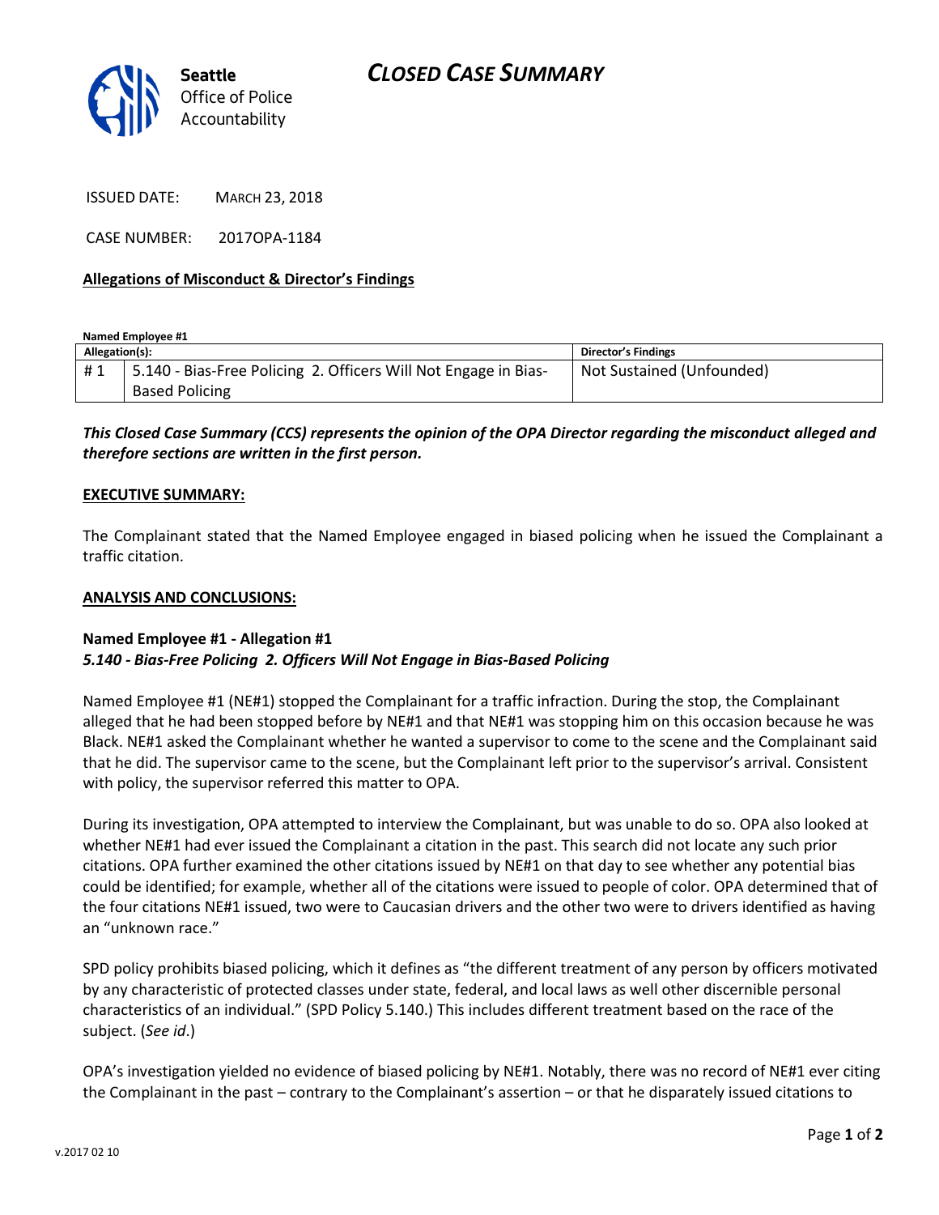# CLOSED CASE SUMMARY

Seattle Office of Police Accountability

ISSUED DATE: MARCH 23, 2018

CASE NUMBER: 2017OPA-1184

**Allegations of Misconduct & Director's Findings**

**Named Employee #1**

| Allegation(s): | | Director's Findings |
|---|---|---|
| # 1 | 5.140 - Bias-Free Policing 2. Officers Will Not Engage in Bias-Based Policing | Not Sustained (Unfounded) |

***This Closed Case Summary (CCS) represents the opinion of the OPA Director regarding the misconduct alleged and therefore sections are written in the first person.***

**EXECUTIVE SUMMARY:**

The Complainant stated that the Named Employee engaged in biased policing when he issued the Complainant a traffic citation.

**ANALYSIS AND CONCLUSIONS:**

**Named Employee #1 - Allegation #1**
***5.140 - Bias-Free Policing 2. Officers Will Not Engage in Bias-Based Policing***

Named Employee #1 (NE#1) stopped the Complainant for a traffic infraction. During the stop, the Complainant alleged that he had been stopped before by NE#1 and that NE#1 was stopping him on this occasion because he was Black. NE#1 asked the Complainant whether he wanted a supervisor to come to the scene and the Complainant said that he did. The supervisor came to the scene, but the Complainant left prior to the supervisor's arrival. Consistent with policy, the supervisor referred this matter to OPA.

During its investigation, OPA attempted to interview the Complainant, but was unable to do so. OPA also looked at whether NE#1 had ever issued the Complainant a citation in the past. This search did not locate any such prior citations. OPA further examined the other citations issued by NE#1 on that day to see whether any potential bias could be identified; for example, whether all of the citations were issued to people of color. OPA determined that of the four citations NE#1 issued, two were to Caucasian drivers and the other two were to drivers identified as having an "unknown race."

SPD policy prohibits biased policing, which it defines as "the different treatment of any person by officers motivated by any characteristic of protected classes under state, federal, and local laws as well other discernible personal characteristics of an individual." (SPD Policy 5.140.) This includes different treatment based on the race of the subject. (*See id*.)

OPA's investigation yielded no evidence of biased policing by NE#1. Notably, there was no record of NE#1 ever citing the Complainant in the past – contrary to the Complainant's assertion – or that he disparately issued citations to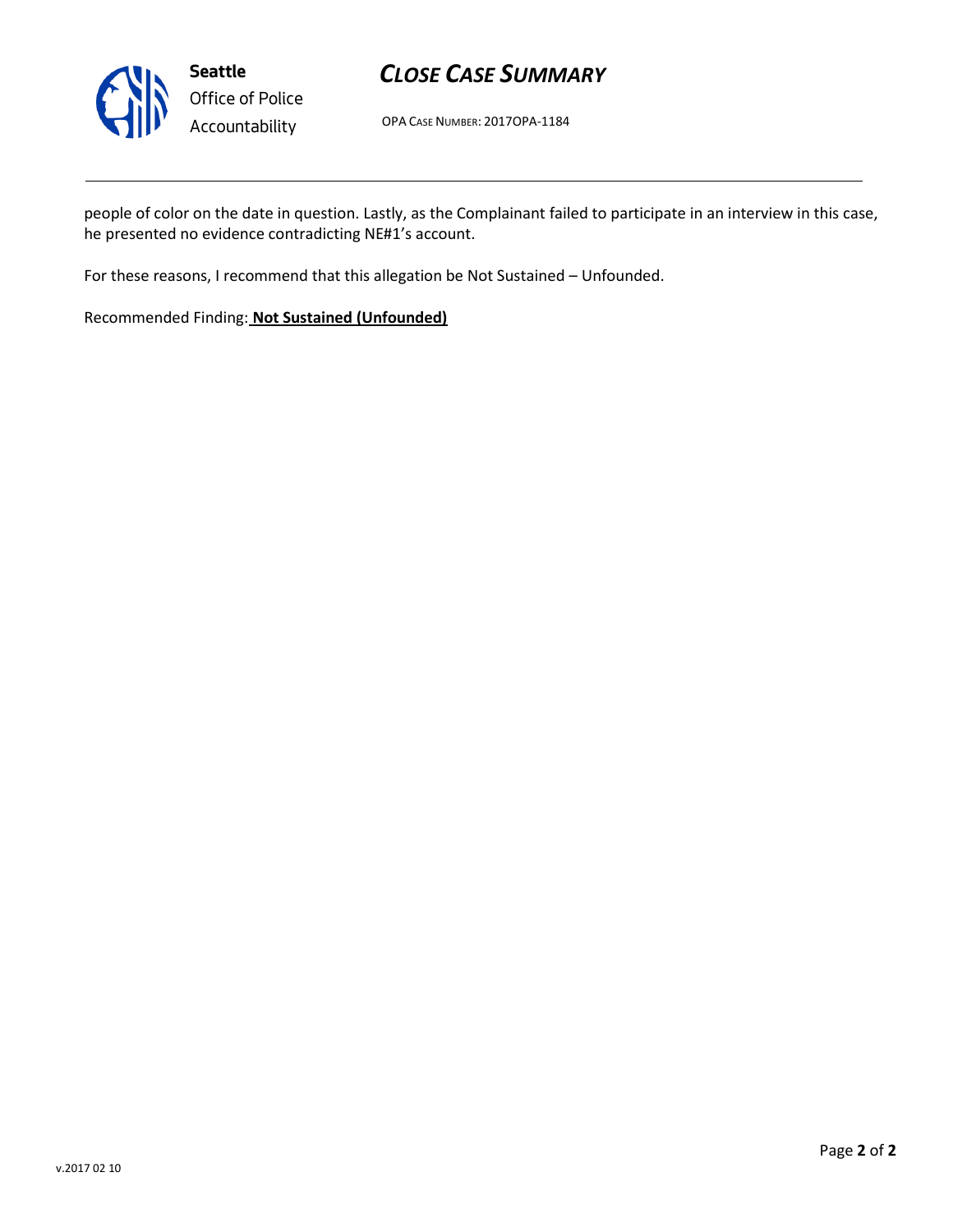people of color on the date in question. Lastly, as the Complainant failed to participate in an interview in this case, he presented no evidence contradicting NE#1's account.

For these reasons, I recommend that this allegation be Not Sustained – Unfounded.

Recommended Finding: **Not Sustained (Unfounded)**